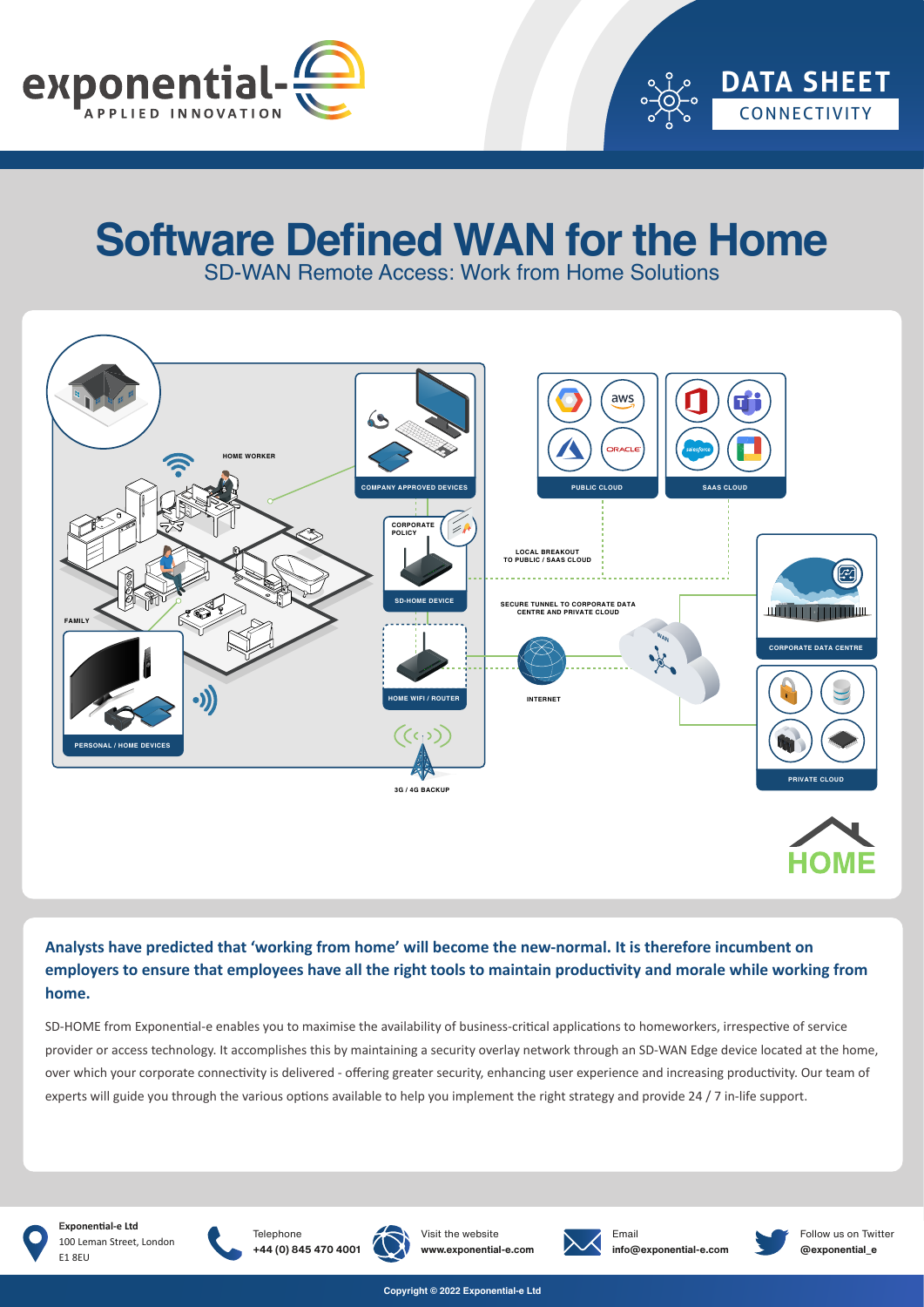DATA SHEET
CONNECTIVITY

# Software Defined WAN for the Home

## SD-WAN Remote Access: Work from Home Solutions

HOME WORKER

COMPANY APPROVED DEVICES

PUBLIC CLOUD

SAAS CLOUD

CORPORATE POLICY

SD-HOME DEVICE

LOCAL BREAKOUT TO PUBLIC / SAAS CLOUD

SECURE TUNNEL TO CORPORATE DATA CENTRE AND PRIVATE CLOUD

CORPORATE DATA CENTRE

FAMILY

HOME WIFI / ROUTER

INTERNET

WAN

PERSONAL / HOME DEVICES

PRIVATE CLOUD

3G / 4G BACKUP

HOME

**Analysts have predicted that 'working from home' will become the new-normal. It is therefore incumbent on employers to ensure that employees have all the right tools to maintain productivity and morale while working from home.**

SD-HOME from Exponential-e enables you to maximise the availability of business-critical applications to homeworkers, irrespective of service provider or access technology. It accomplishes this by maintaining a security overlay network through an SD-WAN Edge device located at the home, over which your corporate connectivity is delivered - offering greater security, enhancing user experience and increasing productivity. Our team of experts will guide you through the various options available to help you implement the right strategy and provide 24 / 7 in-life support.

**Exponential-e Ltd**
100 Leman Street, London
E1 8EU

Telephone
**+44 (0) 845 470 4001**

Visit the website
**www.exponential-e.com**

Email
**info@exponential-e.com**

Follow us on Twitter
**@exponential_e**

Copyright © 2022 Exponential-e Ltd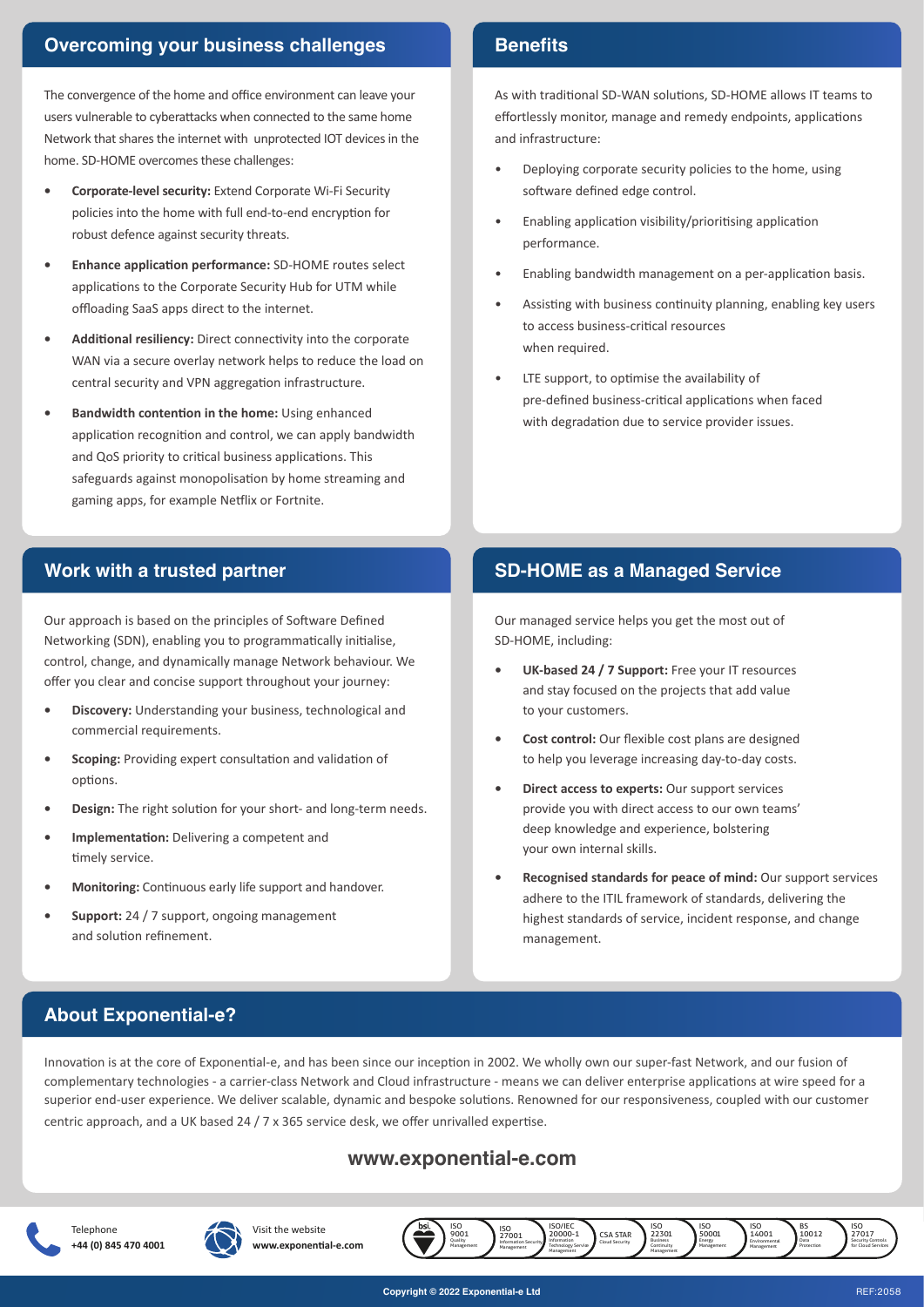## Overcoming your business challenges

The convergence of the home and office environment can leave your users vulnerable to cyberattacks when connected to the same home Network that shares the internet with unprotected IOT devices in the home. SD-HOME overcomes these challenges:

- **Corporate-level security:** Extend Corporate Wi-Fi Security policies into the home with full end-to-end encryption for robust defence against security threats.
- **Enhance application performance:** SD-HOME routes select applications to the Corporate Security Hub for UTM while offloading SaaS apps direct to the internet.
- **Additional resiliency:** Direct connectivity into the corporate WAN via a secure overlay network helps to reduce the load on central security and VPN aggregation infrastructure.
- **Bandwidth contention in the home:** Using enhanced application recognition and control, we can apply bandwidth and QoS priority to critical business applications. This safeguards against monopolisation by home streaming and gaming apps, for example Netflix or Fortnite.

## Benefits

As with traditional SD-WAN solutions, SD-HOME allows IT teams to effortlessly monitor, manage and remedy endpoints, applications and infrastructure:

- Deploying corporate security policies to the home, using software defined edge control.
- Enabling application visibility/prioritising application performance.
- Enabling bandwidth management on a per-application basis.
- Assisting with business continuity planning, enabling key users to access business-critical resources when required.
- LTE support, to optimise the availability of pre-defined business-critical applications when faced with degradation due to service provider issues.

## Work with a trusted partner

Our approach is based on the principles of Software Defined Networking (SDN), enabling you to programmatically initialise, control, change, and dynamically manage Network behaviour. We offer you clear and concise support throughout your journey:

- **Discovery:** Understanding your business, technological and commercial requirements.
- **Scoping:** Providing expert consultation and validation of options.
- **Design:** The right solution for your short- and long-term needs.
- **Implementation:** Delivering a competent and timely service.
- **Monitoring:** Continuous early life support and handover.
- **Support:** 24 / 7 support, ongoing management and solution refinement.

## SD-HOME as a Managed Service

Our managed service helps you get the most out of SD-HOME, including:

- **UK-based 24 / 7 Support:** Free your IT resources and stay focused on the projects that add value to your customers.
- **Cost control:** Our flexible cost plans are designed to help you leverage increasing day-to-day costs.
- **Direct access to experts:** Our support services provide you with direct access to our own teams' deep knowledge and experience, bolstering your own internal skills.
- **Recognised standards for peace of mind:** Our support services adhere to the ITIL framework of standards, delivering the highest standards of service, incident response, and change management.

## About Exponential-e?

Innovation is at the core of Exponential-e, and has been since our inception in 2002. We wholly own our super-fast Network, and our fusion of complementary technologies - a carrier-class Network and Cloud infrastructure - means we can deliver enterprise applications at wire speed for a superior end-user experience. We deliver scalable, dynamic and bespoke solutions. Renowned for our responsiveness, coupled with our customer centric approach, and a UK based 24 / 7 x 365 service desk, we offer unrivalled expertise.

**www.exponential-e.com**

Telephone
**+44 (0) 845 470 4001**

Visit the website
**www.exponential-e.com**

bsi. ISO 9001 Quality Management | ISO 27001 Information Security Management | ISO/IEC 20000-1 Information Technology Service Management | CSA STAR Cloud Security | ISO 22301 Business Continuity Management | ISO 50001 Energy Management | ISO 14001 Environmental Management | BS 10012 Data Protection | ISO 27017 Security Controls for Cloud Services

Copyright © 2022 Exponential-e Ltd

REF:2058